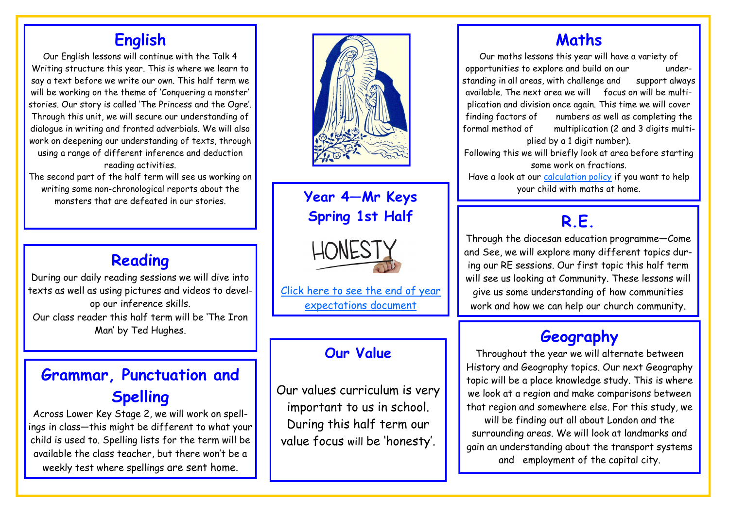## Year 4—Mr Keys
## Spring 1st Half

HONESTY

Click here to see the end of year expectations document

## English

Our English lessons will continue with the Talk 4 Writing structure this year. This is where we learn to say a text before we write our own. This half term we will be working on the theme of 'Conquering a monster' stories. Our story is called 'The Princess and the Ogre'. Through this unit, we will secure our understanding of dialogue in writing and fronted adverbials. We will also work on deepening our understanding of texts, through using a range of different inference and deduction reading activities.

The second part of the half term will see us working on writing some non-chronological reports about the monsters that are defeated in our stories.

## Reading

During our daily reading sessions we will dive into texts as well as using pictures and videos to develop our inference skills.

Our class reader this half term will be 'The Iron Man' by Ted Hughes.

## Grammar, Punctuation and Spelling

Across Lower Key Stage 2, we will work on spellings in class—this might be different to what your child is used to. Spelling lists for the term will be available the class teacher, but there won't be a weekly test where spellings are sent home.

## Our Value

Our values curriculum is very important to us in school. During this half term our value focus will be 'honesty'.

## Maths

Our maths lessons this year will have a variety of opportunities to explore and build on our understanding in all areas, with challenge and support always available. The next area we will focus on will be multiplication and division once again. This time we will cover finding factors of numbers as well as completing the formal method of multiplication (2 and 3 digits multiplied by a 1 digit number).

Following this we will briefly look at area before starting some work on fractions.

Have a look at our calculation policy if you want to help your child with maths at home.

## R.E.

Through the diocesan education programme—Come and See, we will explore many different topics during our RE sessions. Our first topic this half term will see us looking at Community. These lessons will give us some understanding of how communities work and how we can help our church community.

## Geography

Throughout the year we will alternate between History and Geography topics. Our next Geography topic will be a place knowledge study. This is where we look at a region and make comparisons between that region and somewhere else. For this study, we will be finding out all about London and the surrounding areas. We will look at landmarks and gain an understanding about the transport systems and employment of the capital city.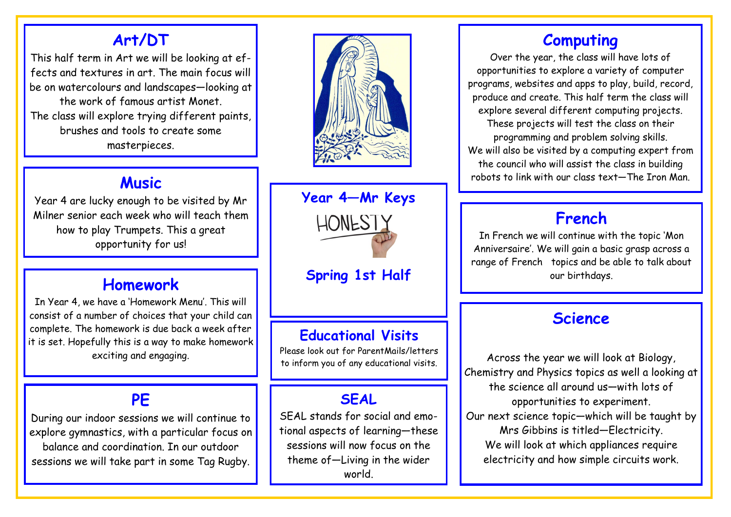## Art/DT

This half term in Art we will be looking at effects and textures in art. The main focus will be on watercolours and landscapes—looking at the work of famous artist Monet.
The class will explore trying different paints, brushes and tools to create some masterpieces.

## Music

Year 4 are lucky enough to be visited by Mr Milner senior each week who will teach them how to play Trumpets. This a great opportunity for us!

## Homework

In Year 4, we have a 'Homework Menu'. This will consist of a number of choices that your child can complete. The homework is due back a week after it is set. Hopefully this is a way to make homework exciting and engaging.

## PE

During our indoor sessions we will continue to explore gymnastics, with a particular focus on balance and coordination. In our outdoor sessions we will take part in some Tag Rugby.

## Year 4—Mr Keys

HONESTY

## Spring 1st Half

## Educational Visits

Please look out for ParentMails/letters to inform you of any educational visits.

## SEAL

SEAL stands for social and emotional aspects of learning—these sessions will now focus on the theme of—Living in the wider world.

## Computing

Over the year, the class will have lots of opportunities to explore a variety of computer programs, websites and apps to play, build, record, produce and create. This half term the class will explore several different computing projects. These projects will test the class on their programming and problem solving skills.
We will also be visited by a computing expert from the council who will assist the class in building robots to link with our class text—The Iron Man.

## French

In French we will continue with the topic 'Mon Anniversaire'. We will gain a basic grasp across a range of French topics and be able to talk about our birthdays.

## Science

Across the year we will look at Biology, Chemistry and Physics topics as well a looking at the science all around us—with lots of opportunities to experiment.
Our next science topic—which will be taught by Mrs Gibbins is titled—Electricity.
We will look at which appliances require electricity and how simple circuits work.